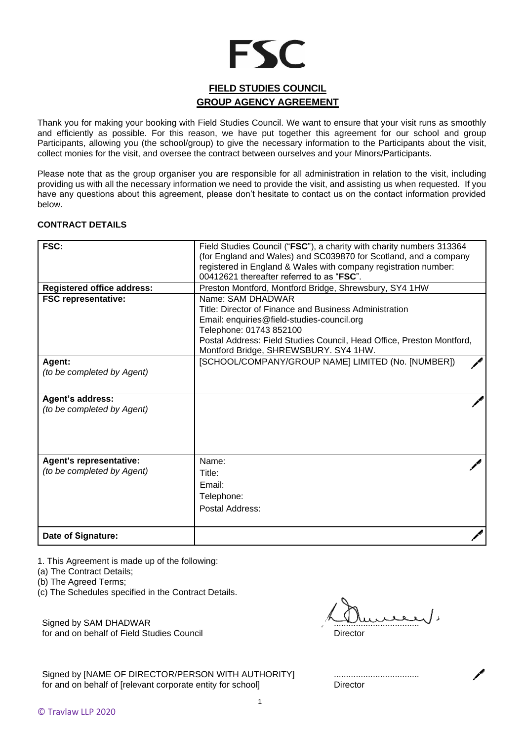# FSC

## FIELD STUDIES COUNCIL

## GROUP AGENCY AGREEMENT

Thank you for making your booking with Field Studies Council. We want to ensure that your visit runs as smoothly and efficiently as possible. For this reason, we have put together this agreement for our school and group Participants, allowing you (the school/group) to give the necessary information to the Participants about the visit, collect monies for the visit, and oversee the contract between ourselves and your Minors/Participants.

Please note that as the group organiser you are responsible for all administration in relation to the visit, including providing us with all the necessary information we need to provide the visit, and assisting us when requested. If you have any questions about this agreement, please don't hesitate to contact us on the contact information provided below.

**CONTRACT DETAILS**

| | |
|---|---|
| **FSC:** | Field Studies Council ("**FSC**"), a charity with charity numbers 313364 (for England and Wales) and SC039870 for Scotland, and a company registered in England & Wales with company registration number: 00412621 thereafter referred to as "**FSC**". |
| **Registered office address:** | Preston Montford, Montford Bridge, Shrewsbury, SY4 1HW |
| **FSC representative:** | Name: SAM DHADWAR<br>Title: Director of Finance and Business Administration<br>Email: enquiries@field-studies-council.org<br>Telephone: 01743 852100<br>Postal Address: Field Studies Council, Head Office, Preston Montford, Montford Bridge, SHREWSBURY. SY4 1HW. |
| **Agent:**<br>*(to be completed by Agent)* | [SCHOOL/COMPANY/GROUP NAME] LIMITED (No. [NUMBER]) |
| **Agent's address:**<br>*(to be completed by Agent)* | |
| **Agent's representative:**<br>*(to be completed by Agent)* | Name:<br>Title:<br>Email:<br>Telephone:<br>Postal Address: |
| **Date of Signature:** | |

1. This Agreement is made up of the following:
(a) The Contract Details;
(b) The Agreed Terms;
(c) The Schedules specified in the Contract Details.

Signed by SAM DHADWAR
for and on behalf of Field Studies Council

..................................
Director

Signed by [NAME OF DIRECTOR/PERSON WITH AUTHORITY]
for and on behalf of [relevant corporate entity for school]

..................................
Director

© Travlaw LLP 2020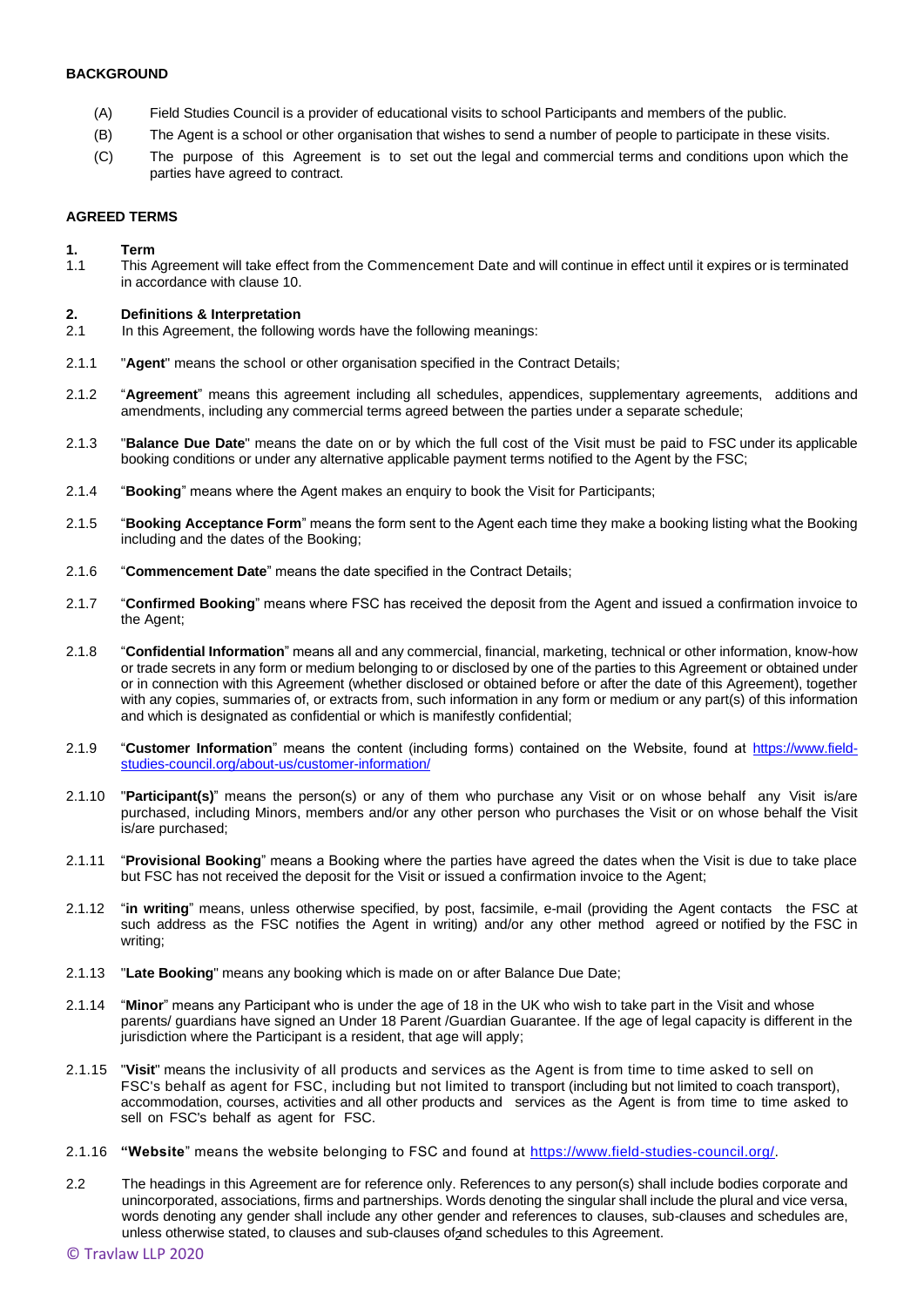**BACKGROUND**

(A) Field Studies Council is a provider of educational visits to school Participants and members of the public.

(B) The Agent is a school or other organisation that wishes to send a number of people to participate in these visits.

(C) The purpose of this Agreement is to set out the legal and commercial terms and conditions upon which the parties have agreed to contract.

**AGREED TERMS**

**1. Term**

1.1 This Agreement will take effect from the Commencement Date and will continue in effect until it expires or is terminated in accordance with clause 10.

**2. Definitions & Interpretation**

2.1 In this Agreement, the following words have the following meanings:

2.1.1 "**Agent**" means the school or other organisation specified in the Contract Details;

2.1.2 "**Agreement**" means this agreement including all schedules, appendices, supplementary agreements, additions and amendments, including any commercial terms agreed between the parties under a separate schedule;

2.1.3 "**Balance Due Date**" means the date on or by which the full cost of the Visit must be paid to FSC under its applicable booking conditions or under any alternative applicable payment terms notified to the Agent by the FSC;

2.1.4 "**Booking**" means where the Agent makes an enquiry to book the Visit for Participants;

2.1.5 "**Booking Acceptance Form**" means the form sent to the Agent each time they make a booking listing what the Booking including and the dates of the Booking;

2.1.6 "**Commencement Date**" means the date specified in the Contract Details;

2.1.7 "**Confirmed Booking**" means where FSC has received the deposit from the Agent and issued a confirmation invoice to the Agent;

2.1.8 "**Confidential Information**" means all and any commercial, financial, marketing, technical or other information, know-how or trade secrets in any form or medium belonging to or disclosed by one of the parties to this Agreement or obtained under or in connection with this Agreement (whether disclosed or obtained before or after the date of this Agreement), together with any copies, summaries of, or extracts from, such information in any form or medium or any part(s) of this information and which is designated as confidential or which is manifestly confidential;

2.1.9 "**Customer Information**" means the content (including forms) contained on the Website, found at https://www.field-studies-council.org/about-us/customer-information/

2.1.10 "**Participant(s)**" means the person(s) or any of them who purchase any Visit or on whose behalf any Visit is/are purchased, including Minors, members and/or any other person who purchases the Visit or on whose behalf the Visit is/are purchased;

2.1.11 "**Provisional Booking**" means a Booking where the parties have agreed the dates when the Visit is due to take place but FSC has not received the deposit for the Visit or issued a confirmation invoice to the Agent;

2.1.12 "**in writing**" means, unless otherwise specified, by post, facsimile, e-mail (providing the Agent contacts the FSC at such address as the FSC notifies the Agent in writing) and/or any other method agreed or notified by the FSC in writing;

2.1.13 "**Late Booking**" means any booking which is made on or after Balance Due Date;

2.1.14 "**Minor**" means any Participant who is under the age of 18 in the UK who wish to take part in the Visit and whose parents/ guardians have signed an Under 18 Parent /Guardian Guarantee. If the age of legal capacity is different in the jurisdiction where the Participant is a resident, that age will apply;

2.1.15 "**Visit**" means the inclusivity of all products and services as the Agent is from time to time asked to sell on FSC's behalf as agent for FSC, including but not limited to transport (including but not limited to coach transport), accommodation, courses, activities and all other products and services as the Agent is from time to time asked to sell on FSC's behalf as agent for FSC.

2.1.16 **"Website**" means the website belonging to FSC and found at https://www.field-studies-council.org/.

2.2 The headings in this Agreement are for reference only. References to any person(s) shall include bodies corporate and unincorporated, associations, firms and partnerships. Words denoting the singular shall include the plural and vice versa, words denoting any gender shall include any other gender and references to clauses, sub-clauses and schedules are, unless otherwise stated, to clauses and sub-clauses of and schedules to this Agreement.

© Travlaw LLP 2020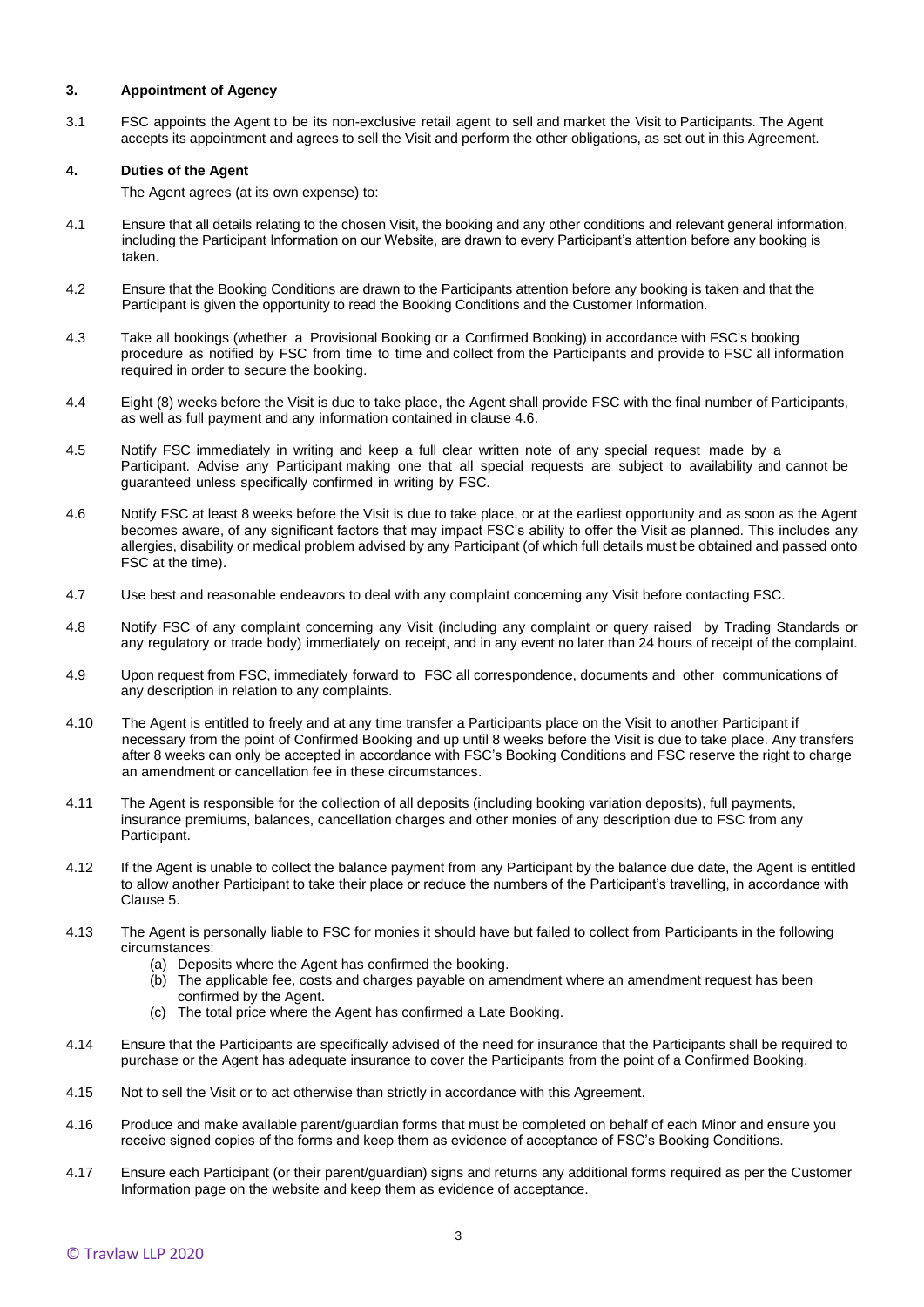## 3. Appointment of Agency

3.1 FSC appoints the Agent to be its non-exclusive retail agent to sell and market the Visit to Participants. The Agent accepts its appointment and agrees to sell the Visit and perform the other obligations, as set out in this Agreement.

## 4. Duties of the Agent

The Agent agrees (at its own expense) to:

4.1 Ensure that all details relating to the chosen Visit, the booking and any other conditions and relevant general information, including the Participant Information on our Website, are drawn to every Participant's attention before any booking is taken.

4.2 Ensure that the Booking Conditions are drawn to the Participants attention before any booking is taken and that the Participant is given the opportunity to read the Booking Conditions and the Customer Information.

4.3 Take all bookings (whether a Provisional Booking or a Confirmed Booking) in accordance with FSC's booking procedure as notified by FSC from time to time and collect from the Participants and provide to FSC all information required in order to secure the booking.

4.4 Eight (8) weeks before the Visit is due to take place, the Agent shall provide FSC with the final number of Participants, as well as full payment and any information contained in clause 4.6.

4.5 Notify FSC immediately in writing and keep a full clear written note of any special request made by a Participant. Advise any Participant making one that all special requests are subject to availability and cannot be guaranteed unless specifically confirmed in writing by FSC.

4.6 Notify FSC at least 8 weeks before the Visit is due to take place, or at the earliest opportunity and as soon as the Agent becomes aware, of any significant factors that may impact FSC's ability to offer the Visit as planned. This includes any allergies, disability or medical problem advised by any Participant (of which full details must be obtained and passed onto FSC at the time).

4.7 Use best and reasonable endeavors to deal with any complaint concerning any Visit before contacting FSC.

4.8 Notify FSC of any complaint concerning any Visit (including any complaint or query raised by Trading Standards or any regulatory or trade body) immediately on receipt, and in any event no later than 24 hours of receipt of the complaint.

4.9 Upon request from FSC, immediately forward to FSC all correspondence, documents and other communications of any description in relation to any complaints.

4.10 The Agent is entitled to freely and at any time transfer a Participants place on the Visit to another Participant if necessary from the point of Confirmed Booking and up until 8 weeks before the Visit is due to take place. Any transfers after 8 weeks can only be accepted in accordance with FSC's Booking Conditions and FSC reserve the right to charge an amendment or cancellation fee in these circumstances.

4.11 The Agent is responsible for the collection of all deposits (including booking variation deposits), full payments, insurance premiums, balances, cancellation charges and other monies of any description due to FSC from any Participant.

4.12 If the Agent is unable to collect the balance payment from any Participant by the balance due date, the Agent is entitled to allow another Participant to take their place or reduce the numbers of the Participant's travelling, in accordance with Clause 5.

4.13 The Agent is personally liable to FSC for monies it should have but failed to collect from Participants in the following circumstances:

(a) Deposits where the Agent has confirmed the booking.
(b) The applicable fee, costs and charges payable on amendment where an amendment request has been confirmed by the Agent.
(c) The total price where the Agent has confirmed a Late Booking.

4.14 Ensure that the Participants are specifically advised of the need for insurance that the Participants shall be required to purchase or the Agent has adequate insurance to cover the Participants from the point of a Confirmed Booking.

4.15 Not to sell the Visit or to act otherwise than strictly in accordance with this Agreement.

4.16 Produce and make available parent/guardian forms that must be completed on behalf of each Minor and ensure you receive signed copies of the forms and keep them as evidence of acceptance of FSC's Booking Conditions.

4.17 Ensure each Participant (or their parent/guardian) signs and returns any additional forms required as per the Customer Information page on the website and keep them as evidence of acceptance.

© Travlaw LLP 2020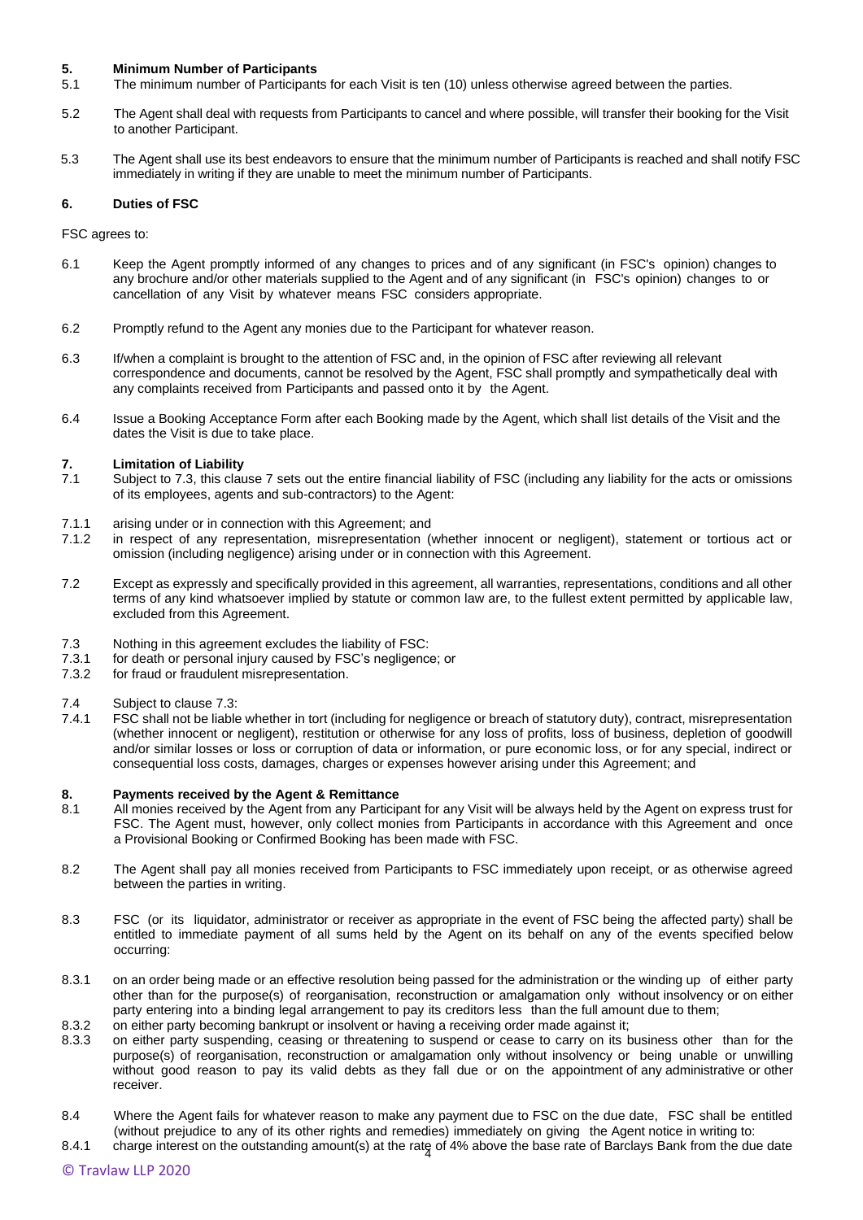## 5. Minimum Number of Participants

5.1 The minimum number of Participants for each Visit is ten (10) unless otherwise agreed between the parties.

5.2 The Agent shall deal with requests from Participants to cancel and where possible, will transfer their booking for the Visit to another Participant.

5.3 The Agent shall use its best endeavors to ensure that the minimum number of Participants is reached and shall notify FSC immediately in writing if they are unable to meet the minimum number of Participants.

## 6. Duties of FSC

FSC agrees to:

6.1 Keep the Agent promptly informed of any changes to prices and of any significant (in FSC's opinion) changes to any brochure and/or other materials supplied to the Agent and of any significant (in FSC's opinion) changes to or cancellation of any Visit by whatever means FSC considers appropriate.

6.2 Promptly refund to the Agent any monies due to the Participant for whatever reason.

6.3 If/when a complaint is brought to the attention of FSC and, in the opinion of FSC after reviewing all relevant correspondence and documents, cannot be resolved by the Agent, FSC shall promptly and sympathetically deal with any complaints received from Participants and passed onto it by the Agent.

6.4 Issue a Booking Acceptance Form after each Booking made by the Agent, which shall list details of the Visit and the dates the Visit is due to take place.

## 7. Limitation of Liability

7.1 Subject to 7.3, this clause 7 sets out the entire financial liability of FSC (including any liability for the acts or omissions of its employees, agents and sub-contractors) to the Agent:

7.1.1 arising under or in connection with this Agreement; and

7.1.2 in respect of any representation, misrepresentation (whether innocent or negligent), statement or tortious act or omission (including negligence) arising under or in connection with this Agreement.

7.2 Except as expressly and specifically provided in this agreement, all warranties, representations, conditions and all other terms of any kind whatsoever implied by statute or common law are, to the fullest extent permitted by applicable law, excluded from this Agreement.

7.3 Nothing in this agreement excludes the liability of FSC:

7.3.1 for death or personal injury caused by FSC's negligence; or

7.3.2 for fraud or fraudulent misrepresentation.

7.4 Subject to clause 7.3:

7.4.1 FSC shall not be liable whether in tort (including for negligence or breach of statutory duty), contract, misrepresentation (whether innocent or negligent), restitution or otherwise for any loss of profits, loss of business, depletion of goodwill and/or similar losses or loss or corruption of data or information, or pure economic loss, or for any special, indirect or consequential loss costs, damages, charges or expenses however arising under this Agreement; and

## 8. Payments received by the Agent & Remittance

8.1 All monies received by the Agent from any Participant for any Visit will be always held by the Agent on express trust for FSC. The Agent must, however, only collect monies from Participants in accordance with this Agreement and once a Provisional Booking or Confirmed Booking has been made with FSC.

8.2 The Agent shall pay all monies received from Participants to FSC immediately upon receipt, or as otherwise agreed between the parties in writing.

8.3 FSC (or its liquidator, administrator or receiver as appropriate in the event of FSC being the affected party) shall be entitled to immediate payment of all sums held by the Agent on its behalf on any of the events specified below occurring:

8.3.1 on an order being made or an effective resolution being passed for the administration or the winding up of either party other than for the purpose(s) of reorganisation, reconstruction or amalgamation only without insolvency or on either party entering into a binding legal arrangement to pay its creditors less than the full amount due to them;

8.3.2 on either party becoming bankrupt or insolvent or having a receiving order made against it;

8.3.3 on either party suspending, ceasing or threatening to suspend or cease to carry on its business other than for the purpose(s) of reorganisation, reconstruction or amalgamation only without insolvency or being unable or unwilling without good reason to pay its valid debts as they fall due or on the appointment of any administrative or other receiver.

8.4 Where the Agent fails for whatever reason to make any payment due to FSC on the due date, FSC shall be entitled (without prejudice to any of its other rights and remedies) immediately on giving the Agent notice in writing to:

8.4.1 charge interest on the outstanding amount(s) at the rate of 4% above the base rate of Barclays Bank from the due date

© Travlaw LLP 2020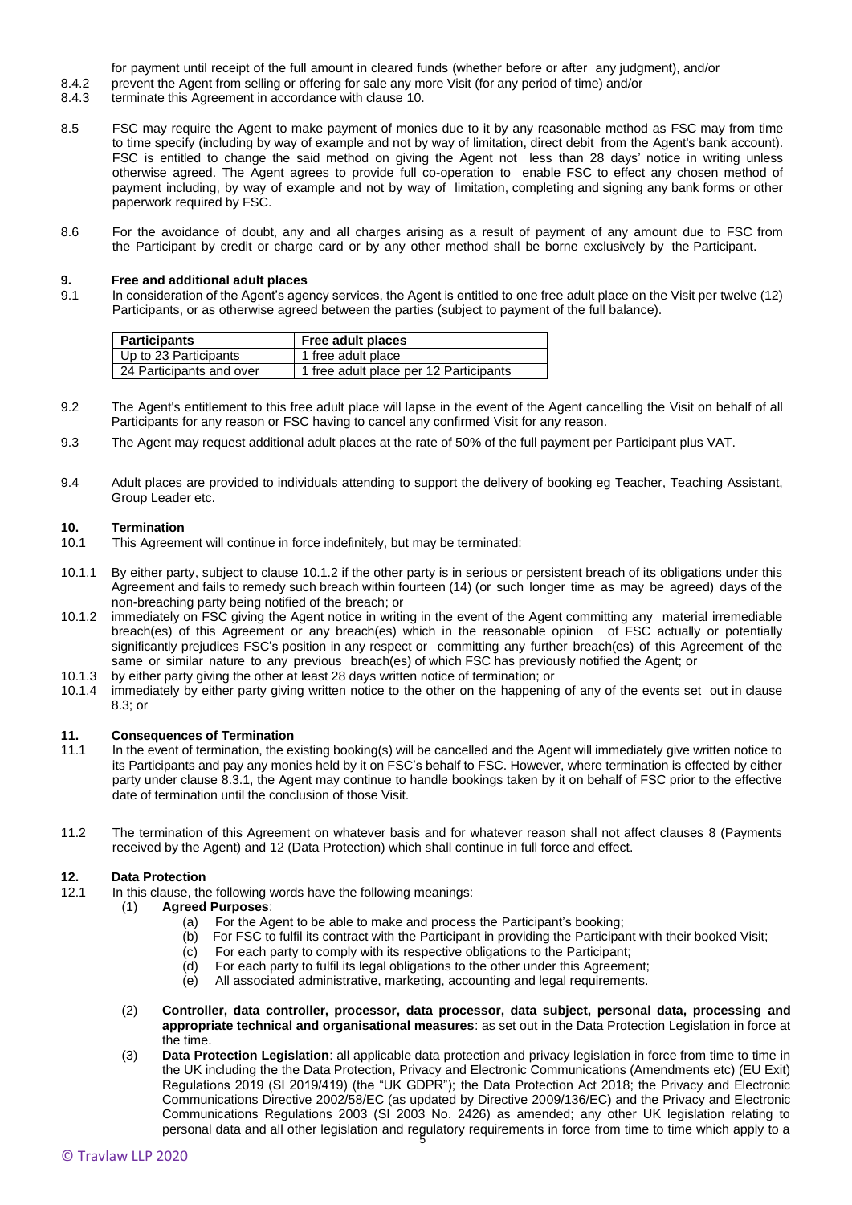for payment until receipt of the full amount in cleared funds (whether before or after any judgment), and/or

8.4.2 prevent the Agent from selling or offering for sale any more Visit (for any period of time) and/or

8.4.3 terminate this Agreement in accordance with clause 10.

8.5 FSC may require the Agent to make payment of monies due to it by any reasonable method as FSC may from time to time specify (including by way of example and not by way of limitation, direct debit from the Agent's bank account). FSC is entitled to change the said method on giving the Agent not less than 28 days' notice in writing unless otherwise agreed. The Agent agrees to provide full co-operation to enable FSC to effect any chosen method of payment including, by way of example and not by way of limitation, completing and signing any bank forms or other paperwork required by FSC.

8.6 For the avoidance of doubt, any and all charges arising as a result of payment of any amount due to FSC from the Participant by credit or charge card or by any other method shall be borne exclusively by the Participant.

## 9. Free and additional adult places

9.1 In consideration of the Agent's agency services, the Agent is entitled to one free adult place on the Visit per twelve (12) Participants, or as otherwise agreed between the parties (subject to payment of the full balance).

| Participants | Free adult places |
|---|---|
| Up to 23 Participants | 1 free adult place |
| 24 Participants and over | 1 free adult place per 12 Participants |

9.2 The Agent's entitlement to this free adult place will lapse in the event of the Agent cancelling the Visit on behalf of all Participants for any reason or FSC having to cancel any confirmed Visit for any reason.

9.3 The Agent may request additional adult places at the rate of 50% of the full payment per Participant plus VAT.

9.4 Adult places are provided to individuals attending to support the delivery of booking eg Teacher, Teaching Assistant, Group Leader etc.

## 10. Termination

10.1 This Agreement will continue in force indefinitely, but may be terminated:

10.1.1 By either party, subject to clause 10.1.2 if the other party is in serious or persistent breach of its obligations under this Agreement and fails to remedy such breach within fourteen (14) (or such longer time as may be agreed) days of the non-breaching party being notified of the breach; or

10.1.2 immediately on FSC giving the Agent notice in writing in the event of the Agent committing any material irremediable breach(es) of this Agreement or any breach(es) which in the reasonable opinion of FSC actually or potentially significantly prejudices FSC's position in any respect or committing any further breach(es) of this Agreement of the same or similar nature to any previous breach(es) of which FSC has previously notified the Agent; or

10.1.3 by either party giving the other at least 28 days written notice of termination; or

10.1.4 immediately by either party giving written notice to the other on the happening of any of the events set out in clause 8.3; or

## 11. Consequences of Termination

11.1 In the event of termination, the existing booking(s) will be cancelled and the Agent will immediately give written notice to its Participants and pay any monies held by it on FSC's behalf to FSC. However, where termination is effected by either party under clause 8.3.1, the Agent may continue to handle bookings taken by it on behalf of FSC prior to the effective date of termination until the conclusion of those Visit.

11.2 The termination of this Agreement on whatever basis and for whatever reason shall not affect clauses 8 (Payments received by the Agent) and 12 (Data Protection) which shall continue in full force and effect.

## 12. Data Protection

12.1 In this clause, the following words have the following meanings:

(1) **Agreed Purposes**:
   - (a) For the Agent to be able to make and process the Participant's booking;
   - (b) For FSC to fulfil its contract with the Participant in providing the Participant with their booked Visit;
   - (c) For each party to comply with its respective obligations to the Participant;
   - (d) For each party to fulfil its legal obligations to the other under this Agreement;
   - (e) All associated administrative, marketing, accounting and legal requirements.

(2) **Controller, data controller, processor, data processor, data subject, personal data, processing and appropriate technical and organisational measures**: as set out in the Data Protection Legislation in force at the time.

(3) **Data Protection Legislation**: all applicable data protection and privacy legislation in force from time to time in the UK including the the Data Protection, Privacy and Electronic Communications (Amendments etc) (EU Exit) Regulations 2019 (SI 2019/419) (the "UK GDPR"); the Data Protection Act 2018; the Privacy and Electronic Communications Directive 2002/58/EC (as updated by Directive 2009/136/EC) and the Privacy and Electronic Communications Regulations 2003 (SI 2003 No. 2426) as amended; any other UK legislation relating to personal data and all other legislation and regulatory requirements in force from time to time which apply to a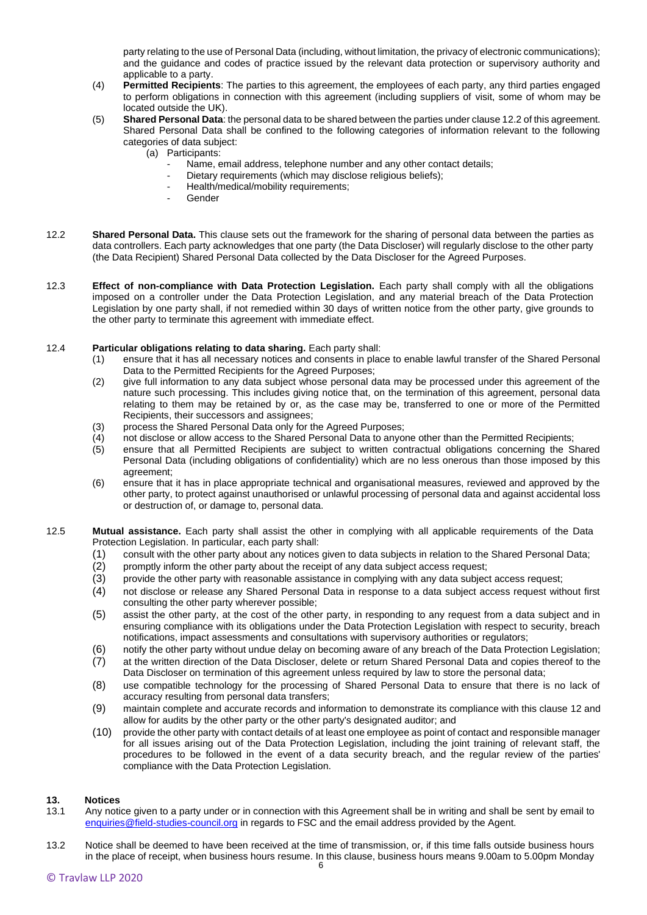party relating to the use of Personal Data (including, without limitation, the privacy of electronic communications); and the guidance and codes of practice issued by the relevant data protection or supervisory authority and applicable to a party.

(4) **Permitted Recipients**: The parties to this agreement, the employees of each party, any third parties engaged to perform obligations in connection with this agreement (including suppliers of visit, some of whom may be located outside the UK).

(5) **Shared Personal Data**: the personal data to be shared between the parties under clause 12.2 of this agreement. Shared Personal Data shall be confined to the following categories of information relevant to the following categories of data subject:

(a) Participants:
- Name, email address, telephone number and any other contact details;
- Dietary requirements (which may disclose religious beliefs);
- Health/medical/mobility requirements;
- Gender

12.2 **Shared Personal Data.** This clause sets out the framework for the sharing of personal data between the parties as data controllers. Each party acknowledges that one party (the Data Discloser) will regularly disclose to the other party (the Data Recipient) Shared Personal Data collected by the Data Discloser for the Agreed Purposes.

12.3 **Effect of non-compliance with Data Protection Legislation.** Each party shall comply with all the obligations imposed on a controller under the Data Protection Legislation, and any material breach of the Data Protection Legislation by one party shall, if not remedied within 30 days of written notice from the other party, give grounds to the other party to terminate this agreement with immediate effect.

12.4 **Particular obligations relating to data sharing.** Each party shall:

(1) ensure that it has all necessary notices and consents in place to enable lawful transfer of the Shared Personal Data to the Permitted Recipients for the Agreed Purposes;

(2) give full information to any data subject whose personal data may be processed under this agreement of the nature such processing. This includes giving notice that, on the termination of this agreement, personal data relating to them may be retained by or, as the case may be, transferred to one or more of the Permitted Recipients, their successors and assignees;

(3) process the Shared Personal Data only for the Agreed Purposes;

(4) not disclose or allow access to the Shared Personal Data to anyone other than the Permitted Recipients;

(5) ensure that all Permitted Recipients are subject to written contractual obligations concerning the Shared Personal Data (including obligations of confidentiality) which are no less onerous than those imposed by this agreement;

(6) ensure that it has in place appropriate technical and organisational measures, reviewed and approved by the other party, to protect against unauthorised or unlawful processing of personal data and against accidental loss or destruction of, or damage to, personal data.

12.5 **Mutual assistance.** Each party shall assist the other in complying with all applicable requirements of the Data Protection Legislation. In particular, each party shall:

(1) consult with the other party about any notices given to data subjects in relation to the Shared Personal Data;

(2) promptly inform the other party about the receipt of any data subject access request;

(3) provide the other party with reasonable assistance in complying with any data subject access request;

(4) not disclose or release any Shared Personal Data in response to a data subject access request without first consulting the other party wherever possible;

(5) assist the other party, at the cost of the other party, in responding to any request from a data subject and in ensuring compliance with its obligations under the Data Protection Legislation with respect to security, breach notifications, impact assessments and consultations with supervisory authorities or regulators;

(6) notify the other party without undue delay on becoming aware of any breach of the Data Protection Legislation;

(7) at the written direction of the Data Discloser, delete or return Shared Personal Data and copies thereof to the Data Discloser on termination of this agreement unless required by law to store the personal data;

(8) use compatible technology for the processing of Shared Personal Data to ensure that there is no lack of accuracy resulting from personal data transfers;

(9) maintain complete and accurate records and information to demonstrate its compliance with this clause 12 and allow for audits by the other party or the other party's designated auditor; and

(10) provide the other party with contact details of at least one employee as point of contact and responsible manager for all issues arising out of the Data Protection Legislation, including the joint training of relevant staff, the procedures to be followed in the event of a data security breach, and the regular review of the parties' compliance with the Data Protection Legislation.

## 13. Notices

13.1 Any notice given to a party under or in connection with this Agreement shall be in writing and shall be sent by email to enquiries@field-studies-council.org in regards to FSC and the email address provided by the Agent.

13.2 Notice shall be deemed to have been received at the time of transmission, or, if this time falls outside business hours in the place of receipt, when business hours resume. In this clause, business hours means 9.00am to 5.00pm Monday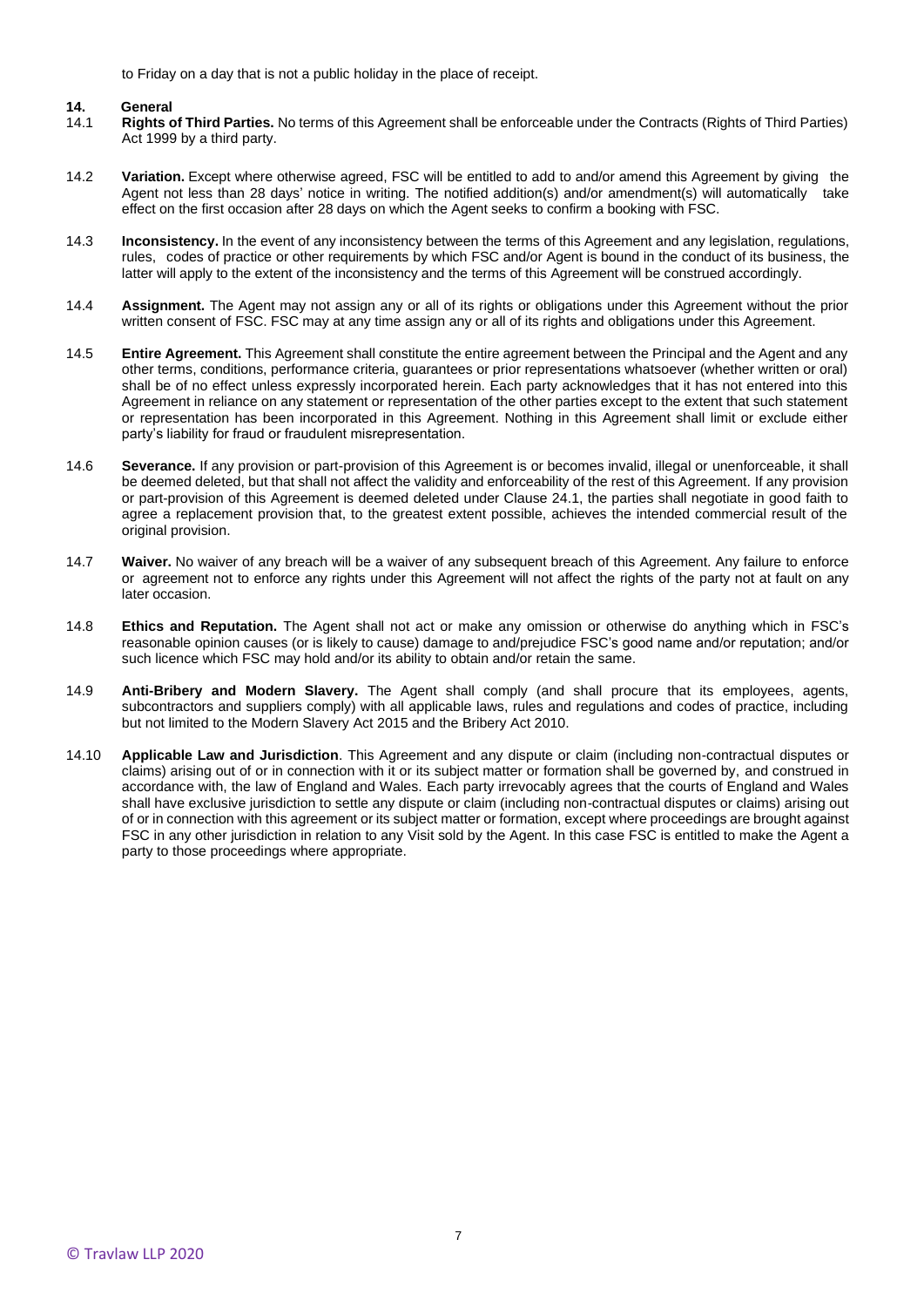to Friday on a day that is not a public holiday in the place of receipt.

**14. General**

14.1 **Rights of Third Parties.** No terms of this Agreement shall be enforceable under the Contracts (Rights of Third Parties) Act 1999 by a third party.

14.2 **Variation.** Except where otherwise agreed, FSC will be entitled to add to and/or amend this Agreement by giving the Agent not less than 28 days' notice in writing. The notified addition(s) and/or amendment(s) will automatically take effect on the first occasion after 28 days on which the Agent seeks to confirm a booking with FSC.

14.3 **Inconsistency.** In the event of any inconsistency between the terms of this Agreement and any legislation, regulations, rules, codes of practice or other requirements by which FSC and/or Agent is bound in the conduct of its business, the latter will apply to the extent of the inconsistency and the terms of this Agreement will be construed accordingly.

14.4 **Assignment.** The Agent may not assign any or all of its rights or obligations under this Agreement without the prior written consent of FSC. FSC may at any time assign any or all of its rights and obligations under this Agreement.

14.5 **Entire Agreement.** This Agreement shall constitute the entire agreement between the Principal and the Agent and any other terms, conditions, performance criteria, guarantees or prior representations whatsoever (whether written or oral) shall be of no effect unless expressly incorporated herein. Each party acknowledges that it has not entered into this Agreement in reliance on any statement or representation of the other parties except to the extent that such statement or representation has been incorporated in this Agreement. Nothing in this Agreement shall limit or exclude either party's liability for fraud or fraudulent misrepresentation.

14.6 **Severance.** If any provision or part-provision of this Agreement is or becomes invalid, illegal or unenforceable, it shall be deemed deleted, but that shall not affect the validity and enforceability of the rest of this Agreement. If any provision or part-provision of this Agreement is deemed deleted under Clause 24.1, the parties shall negotiate in good faith to agree a replacement provision that, to the greatest extent possible, achieves the intended commercial result of the original provision.

14.7 **Waiver.** No waiver of any breach will be a waiver of any subsequent breach of this Agreement. Any failure to enforce or agreement not to enforce any rights under this Agreement will not affect the rights of the party not at fault on any later occasion.

14.8 **Ethics and Reputation.** The Agent shall not act or make any omission or otherwise do anything which in FSC's reasonable opinion causes (or is likely to cause) damage to and/prejudice FSC's good name and/or reputation; and/or such licence which FSC may hold and/or its ability to obtain and/or retain the same.

14.9 **Anti-Bribery and Modern Slavery.** The Agent shall comply (and shall procure that its employees, agents, subcontractors and suppliers comply) with all applicable laws, rules and regulations and codes of practice, including but not limited to the Modern Slavery Act 2015 and the Bribery Act 2010.

14.10 **Applicable Law and Jurisdiction**. This Agreement and any dispute or claim (including non-contractual disputes or claims) arising out of or in connection with it or its subject matter or formation shall be governed by, and construed in accordance with, the law of England and Wales. Each party irrevocably agrees that the courts of England and Wales shall have exclusive jurisdiction to settle any dispute or claim (including non-contractual disputes or claims) arising out of or in connection with this agreement or its subject matter or formation, except where proceedings are brought against FSC in any other jurisdiction in relation to any Visit sold by the Agent. In this case FSC is entitled to make the Agent a party to those proceedings where appropriate.

© Travlaw LLP 2020